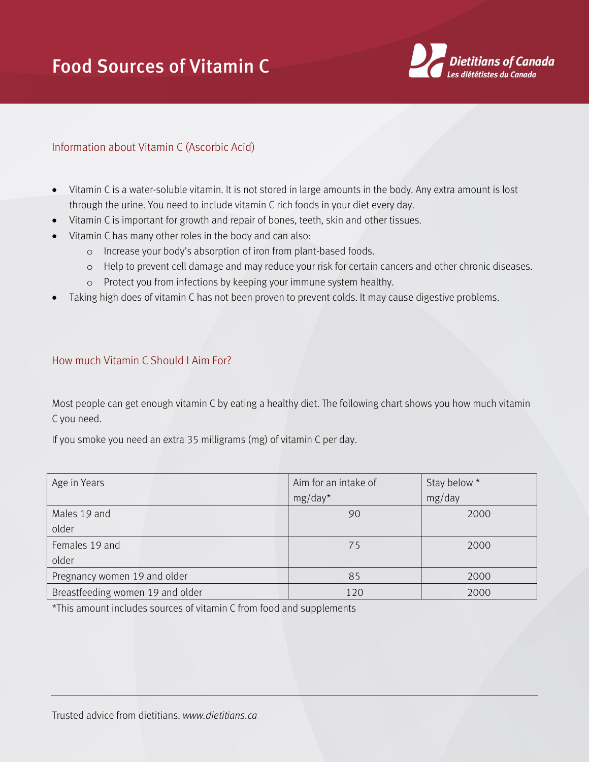# Food Sources of Vitamin C

Dietitians of Canada
*Les diététistes du Canada*

## Information about Vitamin C (Ascorbic Acid)

- Vitamin C is a water-soluble vitamin. It is not stored in large amounts in the body. Any extra amount is lost through the urine. You need to include vitamin C rich foods in your diet every day.
- Vitamin C is important for growth and repair of bones, teeth, skin and other tissues.
- Vitamin C has many other roles in the body and can also:
  - Increase your body's absorption of iron from plant-based foods.
  - Help to prevent cell damage and may reduce your risk for certain cancers and other chronic diseases.
  - Protect you from infections by keeping your immune system healthy.
- Taking high does of vitamin C has not been proven to prevent colds. It may cause digestive problems.

## How much Vitamin C Should I Aim For?

Most people can get enough vitamin C by eating a healthy diet. The following chart shows you how much vitamin C you need.

If you smoke you need an extra 35 milligrams (mg) of vitamin C per day.

| Age in Years | Aim for an intake of mg/day* | Stay below * mg/day |
|---|---|---|
| Males 19 and older | 90 | 2000 |
| Females 19 and older | 75 | 2000 |
| Pregnancy women 19 and older | 85 | 2000 |
| Breastfeeding women 19 and older | 120 | 2000 |

*This amount includes sources of vitamin C from food and supplements

Trusted advice from dietitians. *www.dietitians.ca*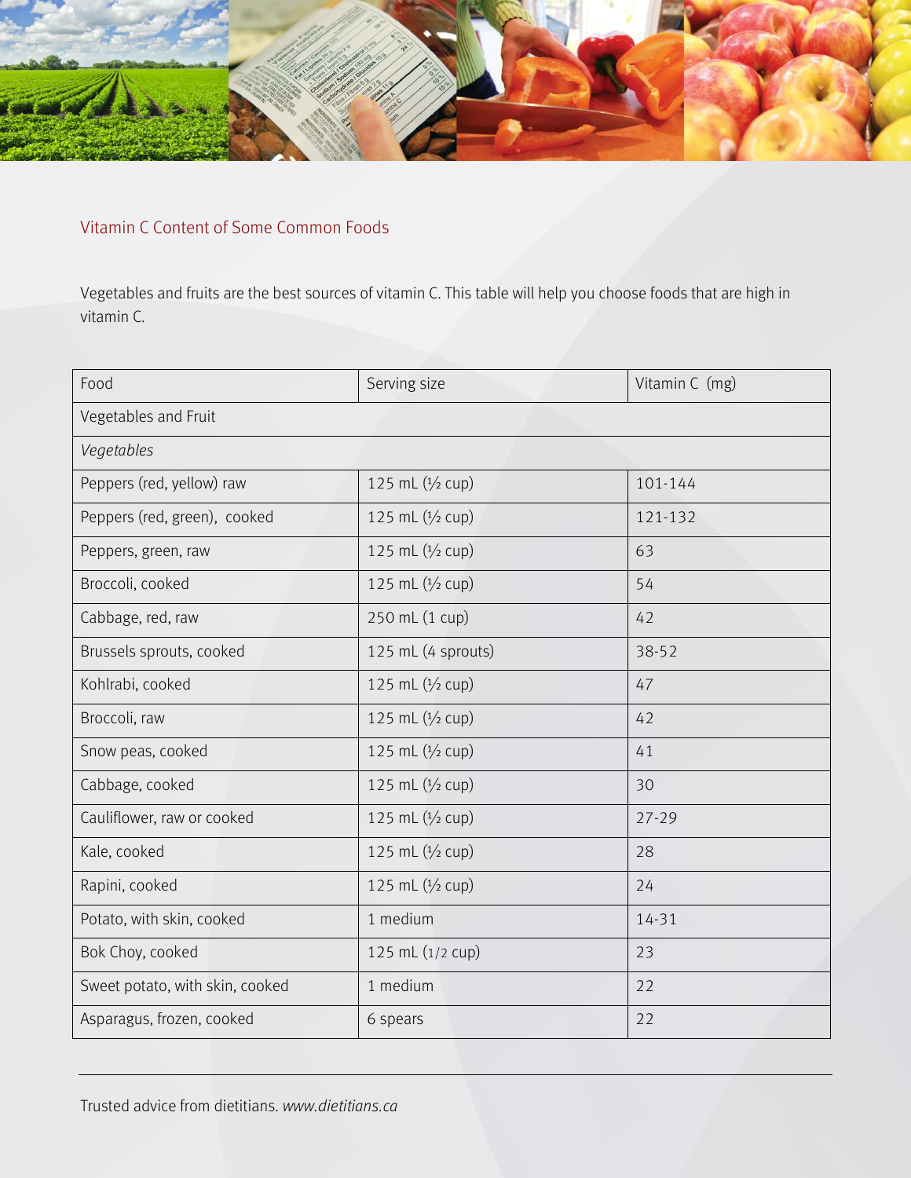## Vitamin C Content of Some Common Foods

Vegetables and fruits are the best sources of vitamin C. This table will help you choose foods that are high in vitamin C.

| Food | Serving size | Vitamin C (mg) |
|---|---|---|
| Vegetables and Fruit | | |
| *Vegetables* | | |
| Peppers (red, yellow) raw | 125 mL (½ cup) | 101-144 |
| Peppers (red, green), cooked | 125 mL (½ cup) | 121-132 |
| Peppers, green, raw | 125 mL (½ cup) | 63 |
| Broccoli, cooked | 125 mL (½ cup) | 54 |
| Cabbage, red, raw | 250 mL (1 cup) | 42 |
| Brussels sprouts, cooked | 125 mL (4 sprouts) | 38-52 |
| Kohlrabi, cooked | 125 mL (½ cup) | 47 |
| Broccoli, raw | 125 mL (½ cup) | 42 |
| Snow peas, cooked | 125 mL (½ cup) | 41 |
| Cabbage, cooked | 125 mL (½ cup) | 30 |
| Cauliflower, raw or cooked | 125 mL (½ cup) | 27-29 |
| Kale, cooked | 125 mL (½ cup) | 28 |
| Rapini, cooked | 125 mL (½ cup) | 24 |
| Potato, with skin, cooked | 1 medium | 14-31 |
| Bok Choy, cooked | 125 mL (1/2 cup) | 23 |
| Sweet potato, with skin, cooked | 1 medium | 22 |
| Asparagus, frozen, cooked | 6 spears | 22 |

Trusted advice from dietitians. *www.dietitians.ca*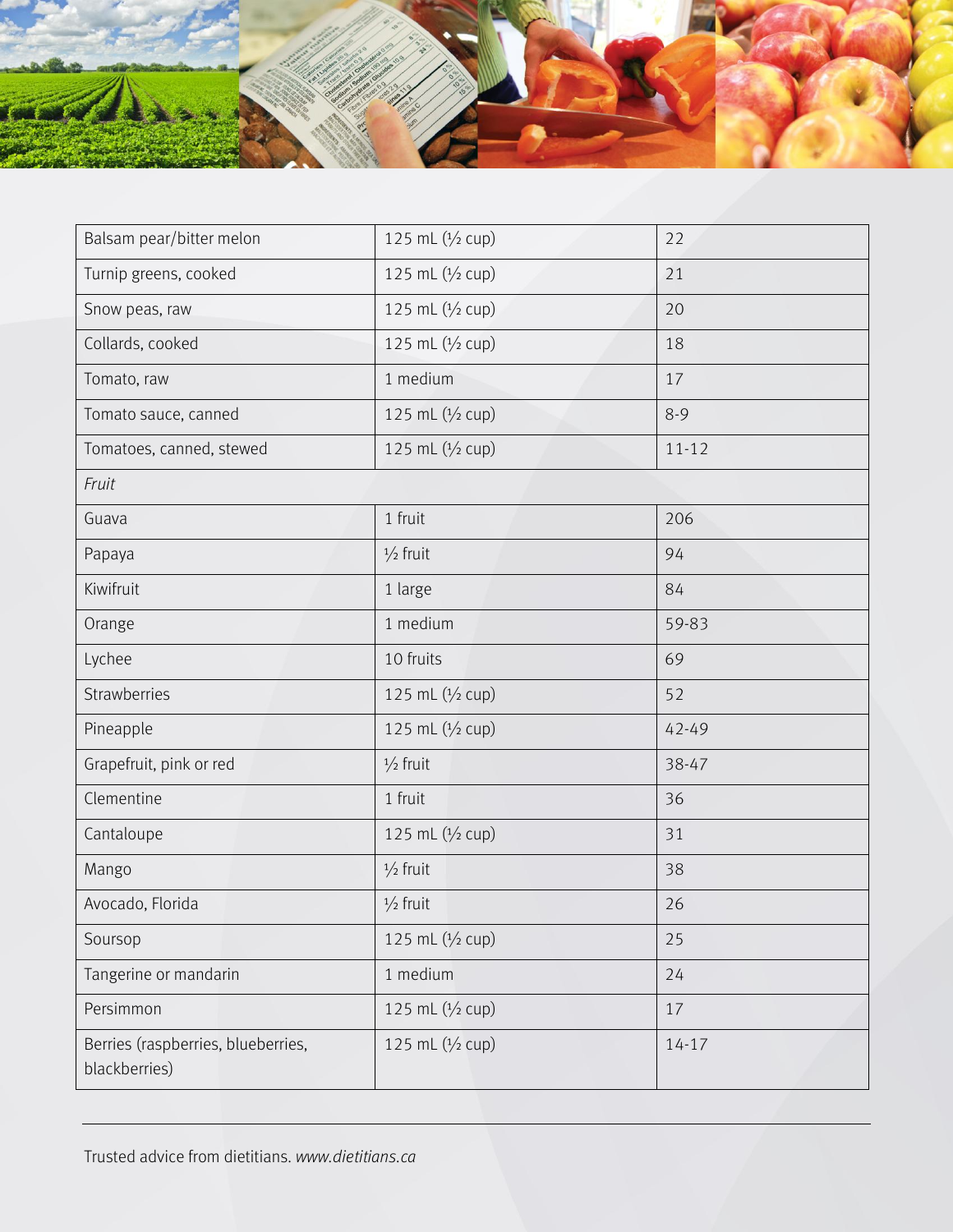| Balsam pear/bitter melon | 125 mL (½ cup) | 22 |
|---|---|---|
| Turnip greens, cooked | 125 mL (½ cup) | 21 |
| Snow peas, raw | 125 mL (½ cup) | 20 |
| Collards, cooked | 125 mL (½ cup) | 18 |
| Tomato, raw | 1 medium | 17 |
| Tomato sauce, canned | 125 mL (½ cup) | 8-9 |
| Tomatoes, canned, stewed | 125 mL (½ cup) | 11-12 |
| *Fruit* | | |
| Guava | 1 fruit | 206 |
| Papaya | ½ fruit | 94 |
| Kiwifruit | 1 large | 84 |
| Orange | 1 medium | 59-83 |
| Lychee | 10 fruits | 69 |
| Strawberries | 125 mL (½ cup) | 52 |
| Pineapple | 125 mL (½ cup) | 42-49 |
| Grapefruit, pink or red | ½ fruit | 38-47 |
| Clementine | 1 fruit | 36 |
| Cantaloupe | 125 mL (½ cup) | 31 |
| Mango | ½ fruit | 38 |
| Avocado, Florida | ½ fruit | 26 |
| Soursop | 125 mL (½ cup) | 25 |
| Tangerine or mandarin | 1 medium | 24 |
| Persimmon | 125 mL (½ cup) | 17 |
| Berries (raspberries, blueberries, blackberries) | 125 mL (½ cup) | 14-17 |

Trusted advice from dietitians. *www.dietitians.ca*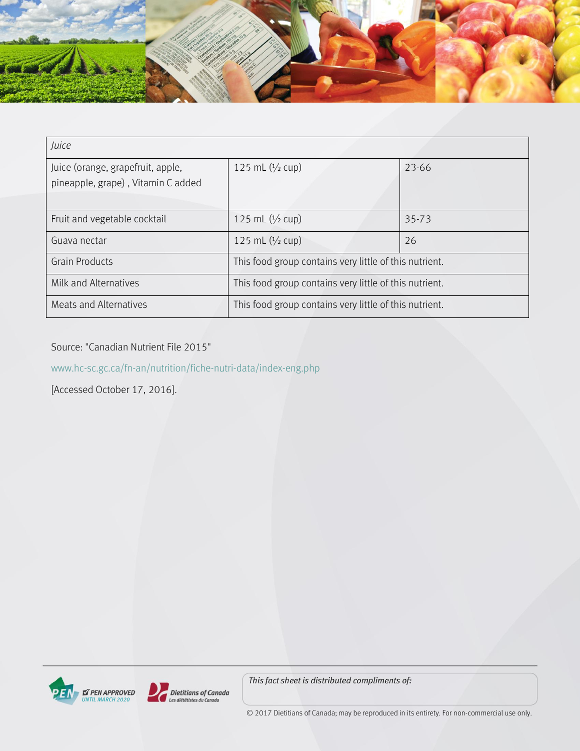| | | |
|---|---|---|
| *Juice* | | |
| Juice (orange, grapefruit, apple, pineapple, grape) , Vitamin C added | 125 mL (½ cup) | 23-66 |
| Fruit and vegetable cocktail | 125 mL (½ cup) | 35-73 |
| Guava nectar | 125 mL (½ cup) | 26 |
| Grain Products | This food group contains very little of this nutrient. | |
| Milk and Alternatives | This food group contains very little of this nutrient. | |
| Meats and Alternatives | This food group contains very little of this nutrient. | |

Source: "Canadian Nutrient File 2015"

www.hc-sc.gc.ca/fn-an/nutrition/fiche-nutri-data/index-eng.php

[Accessed October 17, 2016].

PEN APPROVED UNTIL MARCH 2020

Dietitians of Canada Les diététistes du Canada

*This fact sheet is distributed compliments of:*

© 2017 Dietitians of Canada; may be reproduced in its entirety. For non-commercial use only.